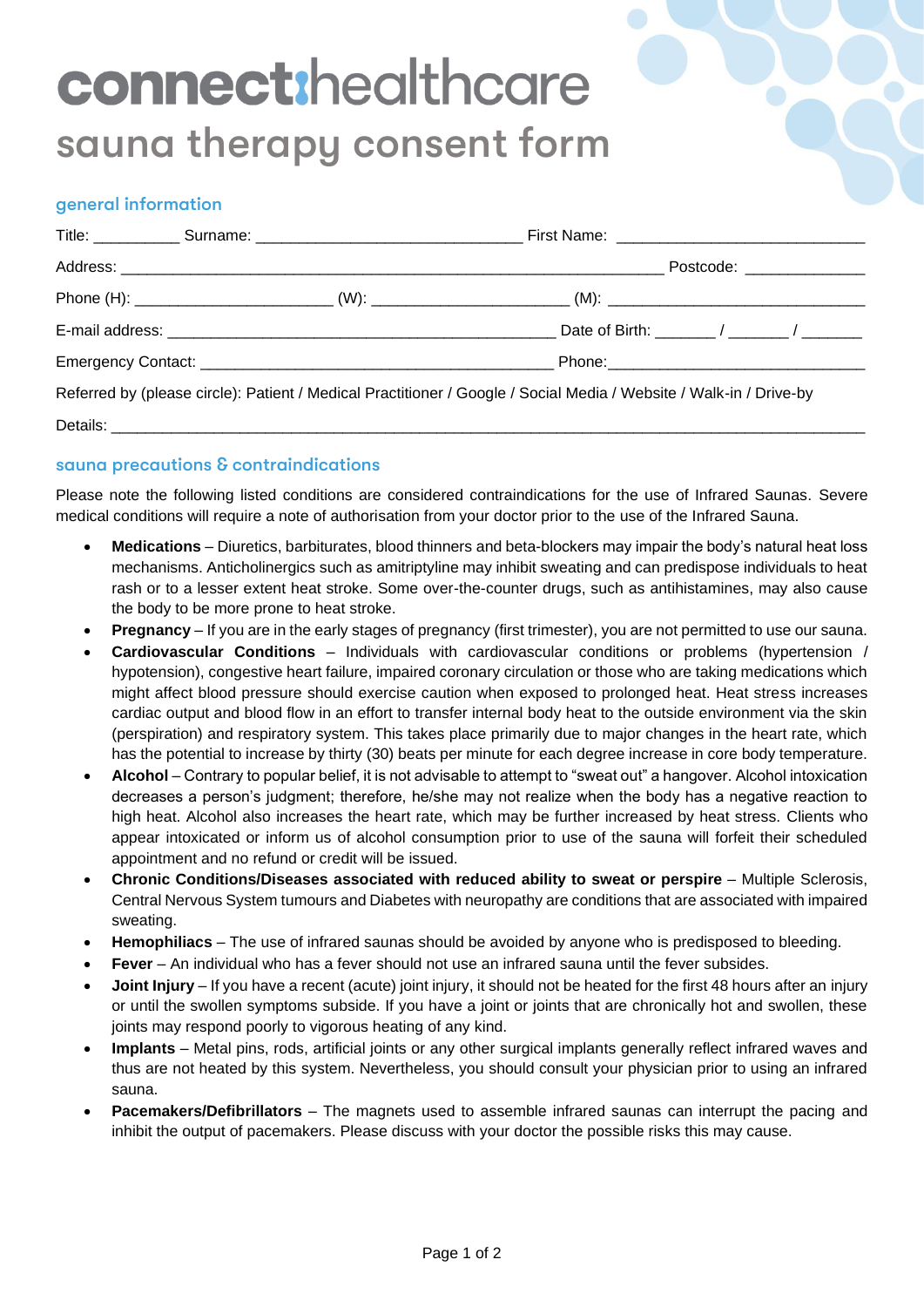# connect:healthcare

## sauna therapy consent form

### general information

Title: __________ Surname: ______________________________ First Name: _____________________________

Address: _______________________________________________________________ Postcode: ______________

Phone (H): ______________________ (W): ______________________ (M): ______________________________

E-mail address: _____________________________________________ Date of Birth: _______ / _______ / _______

Emergency Contact: _________________________________________ Phone:_______________________________

Referred by (please circle): Patient / Medical Practitioner / Google / Social Media / Website / Walk-in / Drive-by

Details: ________________________________________________________________________________________

### sauna precautions & contraindications

Please note the following listed conditions are considered contraindications for the use of Infrared Saunas. Severe medical conditions will require a note of authorisation from your doctor prior to the use of the Infrared Sauna.

- **Medications** – Diuretics, barbiturates, blood thinners and beta-blockers may impair the body's natural heat loss mechanisms. Anticholinergics such as amitriptyline may inhibit sweating and can predispose individuals to heat rash or to a lesser extent heat stroke. Some over-the-counter drugs, such as antihistamines, may also cause the body to be more prone to heat stroke.
- **Pregnancy** – If you are in the early stages of pregnancy (first trimester), you are not permitted to use our sauna.
- **Cardiovascular Conditions** – Individuals with cardiovascular conditions or problems (hypertension / hypotension), congestive heart failure, impaired coronary circulation or those who are taking medications which might affect blood pressure should exercise caution when exposed to prolonged heat. Heat stress increases cardiac output and blood flow in an effort to transfer internal body heat to the outside environment via the skin (perspiration) and respiratory system. This takes place primarily due to major changes in the heart rate, which has the potential to increase by thirty (30) beats per minute for each degree increase in core body temperature.
- **Alcohol** – Contrary to popular belief, it is not advisable to attempt to "sweat out" a hangover. Alcohol intoxication decreases a person's judgment; therefore, he/she may not realize when the body has a negative reaction to high heat. Alcohol also increases the heart rate, which may be further increased by heat stress. Clients who appear intoxicated or inform us of alcohol consumption prior to use of the sauna will forfeit their scheduled appointment and no refund or credit will be issued.
- **Chronic Conditions/Diseases associated with reduced ability to sweat or perspire** – Multiple Sclerosis, Central Nervous System tumours and Diabetes with neuropathy are conditions that are associated with impaired sweating.
- **Hemophiliacs** – The use of infrared saunas should be avoided by anyone who is predisposed to bleeding.
- **Fever** – An individual who has a fever should not use an infrared sauna until the fever subsides.
- **Joint Injury** – If you have a recent (acute) joint injury, it should not be heated for the first 48 hours after an injury or until the swollen symptoms subside. If you have a joint or joints that are chronically hot and swollen, these joints may respond poorly to vigorous heating of any kind.
- **Implants** – Metal pins, rods, artificial joints or any other surgical implants generally reflect infrared waves and thus are not heated by this system. Nevertheless, you should consult your physician prior to using an infrared sauna.
- **Pacemakers/Defibrillators** – The magnets used to assemble infrared saunas can interrupt the pacing and inhibit the output of pacemakers. Please discuss with your doctor the possible risks this may cause.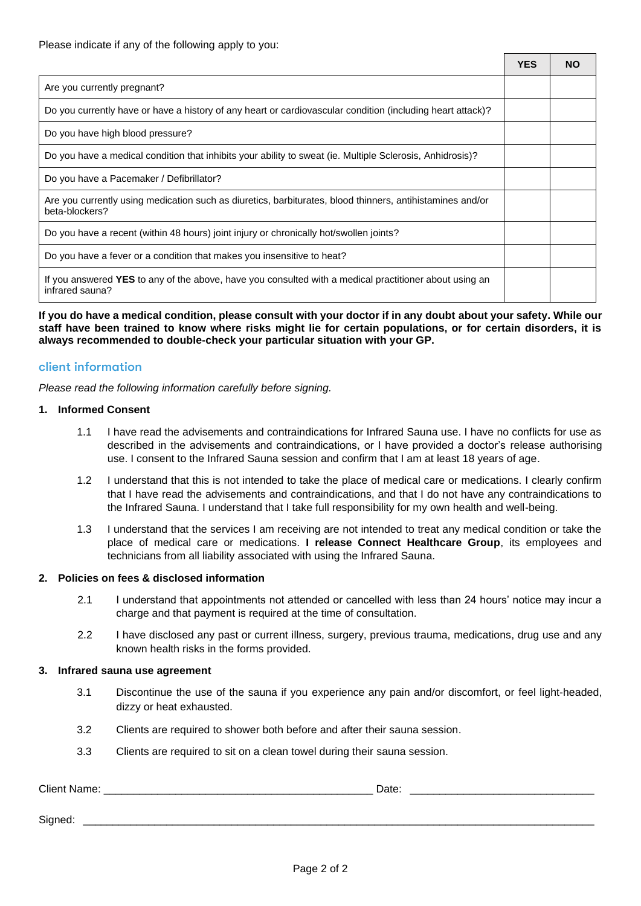Please indicate if any of the following apply to you:

| | YES | NO |
|---|---|---|
| Are you currently pregnant? | | |
| Do you currently have or have a history of any heart or cardiovascular condition (including heart attack)? | | |
| Do you have high blood pressure? | | |
| Do you have a medical condition that inhibits your ability to sweat (ie. Multiple Sclerosis, Anhidrosis)? | | |
| Do you have a Pacemaker / Defibrillator? | | |
| Are you currently using medication such as diuretics, barbiturates, blood thinners, antihistamines and/or beta-blockers? | | |
| Do you have a recent (within 48 hours) joint injury or chronically hot/swollen joints? | | |
| Do you have a fever or a condition that makes you insensitive to heat? | | |
| If you answered **YES** to any of the above, have you consulted with a medical practitioner about using an infrared sauna? | | |

**If you do have a medical condition, please consult with your doctor if in any doubt about your safety. While our staff have been trained to know where risks might lie for certain populations, or for certain disorders, it is always recommended to double-check your particular situation with your GP.**

## client information

*Please read the following information carefully before signing.*

**1. Informed Consent**

1.1 I have read the advisements and contraindications for Infrared Sauna use. I have no conflicts for use as described in the advisements and contraindications, or I have provided a doctor's release authorising use. I consent to the Infrared Sauna session and confirm that I am at least 18 years of age.

1.2 I understand that this is not intended to take the place of medical care or medications. I clearly confirm that I have read the advisements and contraindications, and that I do not have any contraindications to the Infrared Sauna. I understand that I take full responsibility for my own health and well-being.

1.3 I understand that the services I am receiving are not intended to treat any medical condition or take the place of medical care or medications. **I release Connect Healthcare Group**, its employees and technicians from all liability associated with using the Infrared Sauna.

**2. Policies on fees & disclosed information**

2.1 I understand that appointments not attended or cancelled with less than 24 hours' notice may incur a charge and that payment is required at the time of consultation.

2.2 I have disclosed any past or current illness, surgery, previous trauma, medications, drug use and any known health risks in the forms provided.

**3. Infrared sauna use agreement**

3.1 Discontinue the use of the sauna if you experience any pain and/or discomfort, or feel light-headed, dizzy or heat exhausted.

3.2 Clients are required to shower both before and after their sauna session.

3.3 Clients are required to sit on a clean towel during their sauna session.

Client Name: _____________________________________________ Date: ______________________________

Signed: ____________________________________________________________________________________